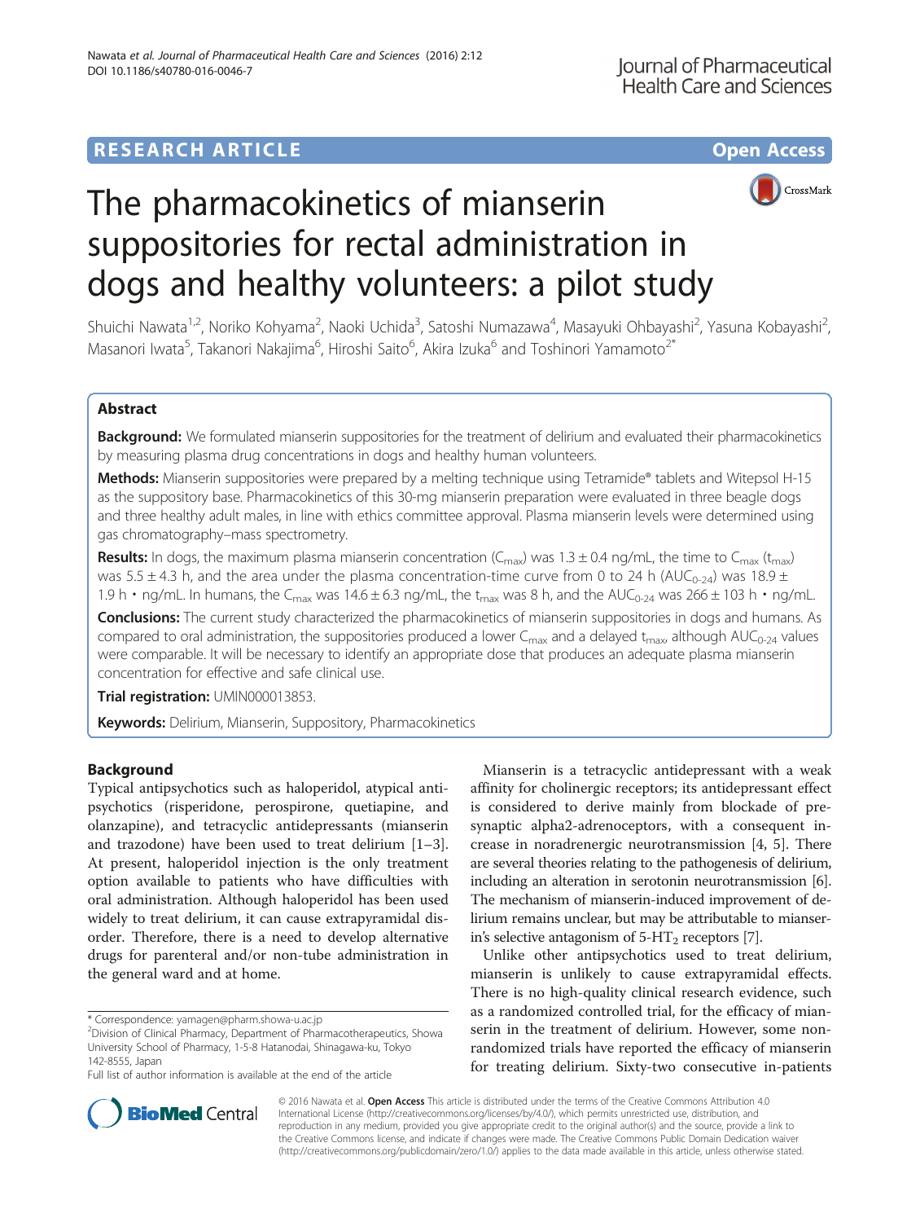RESEARCH ARTICLE Open Access

# The pharmacokinetics of mianserin suppositories for rectal administration in dogs and healthy volunteers: a pilot study

Shuichi Nawata[1,2], Noriko Kohyama[2], Naoki Uchida[3], Satoshi Numazawa[4], Masayuki Ohbayashi[2], Yasuna Kobayashi[2], Masanori Iwata[5], Takanori Nakajima[6], Hiroshi Saito[6], Akira Izuka[6] and Toshinori Yamamoto[2*]

## Abstract

**Background:** We formulated mianserin suppositories for the treatment of delirium and evaluated their pharmacokinetics by measuring plasma drug concentrations in dogs and healthy human volunteers.

**Methods:** Mianserin suppositories were prepared by a melting technique using Tetramide® tablets and Witepsol H-15 as the suppository base. Pharmacokinetics of this 30-mg mianserin preparation were evaluated in three beagle dogs and three healthy adult males, in line with ethics committee approval. Plasma mianserin levels were determined using gas chromatography–mass spectrometry.

**Results:** In dogs, the maximum plasma mianserin concentration ($C_{max}$) was 1.3 ± 0.4 ng/mL, the time to $C_{max}$ ($t_{max}$) was 5.5 ± 4.3 h, and the area under the plasma concentration-time curve from 0 to 24 h ($AUC_{0-24}$) was 18.9 ± 1.9 h • ng/mL. In humans, the $C_{max}$ was 14.6 ± 6.3 ng/mL, the $t_{max}$ was 8 h, and the $AUC_{0-24}$ was 266 ± 103 h • ng/mL.

**Conclusions:** The current study characterized the pharmacokinetics of mianserin suppositories in dogs and humans. As compared to oral administration, the suppositories produced a lower $C_{max}$ and a delayed $t_{max}$, although $AUC_{0-24}$ values were comparable. It will be necessary to identify an appropriate dose that produces an adequate plasma mianserin concentration for effective and safe clinical use.

**Trial registration:** UMIN000013853.

**Keywords:** Delirium, Mianserin, Suppository, Pharmacokinetics

## Background

Typical antipsychotics such as haloperidol, atypical antipsychotics (risperidone, perospirone, quetiapine, and olanzapine), and tetracyclic antidepressants (mianserin and trazodone) have been used to treat delirium [1–3]. At present, haloperidol injection is the only treatment option available to patients who have difficulties with oral administration. Although haloperidol has been used widely to treat delirium, it can cause extrapyramidal disorder. Therefore, there is a need to develop alternative drugs for parenteral and/or non-tube administration in the general ward and at home.

Mianserin is a tetracyclic antidepressant with a weak affinity for cholinergic receptors; its antidepressant effect is considered to derive mainly from blockade of presynaptic alpha2-adrenoceptors, with a consequent increase in noradrenergic neurotransmission [4, 5]. There are several theories relating to the pathogenesis of delirium, including an alteration in serotonin neurotransmission [6]. The mechanism of mianserin-induced improvement of delirium remains unclear, but may be attributable to mianserin's selective antagonism of $5\text{-}HT_2$ receptors [7].

Unlike other antipsychotics used to treat delirium, mianserin is unlikely to cause extrapyramidal effects. There is no high-quality clinical research evidence, such as a randomized controlled trial, for the efficacy of mianserin in the treatment of delirium. However, some non-randomized trials have reported the efficacy of mianserin for treating delirium. Sixty-two consecutive in-patients

* Correspondence: yamagen@pharm.showa-u.ac.jp
[2]Division of Clinical Pharmacy, Department of Pharmacotherapeutics, Showa University School of Pharmacy, 1-5-8 Hatanodai, Shinagawa-ku, Tokyo 142-8555, Japan
Full list of author information is available at the end of the article

© 2016 Nawata et al. **Open Access** This article is distributed under the terms of the Creative Commons Attribution 4.0 International License (http://creativecommons.org/licenses/by/4.0/), which permits unrestricted use, distribution, and reproduction in any medium, provided you give appropriate credit to the original author(s) and the source, provide a link to the Creative Commons license, and indicate if changes were made. The Creative Commons Public Domain Dedication waiver (http://creativecommons.org/publicdomain/zero/1.0/) applies to the data made available in this article, unless otherwise stated.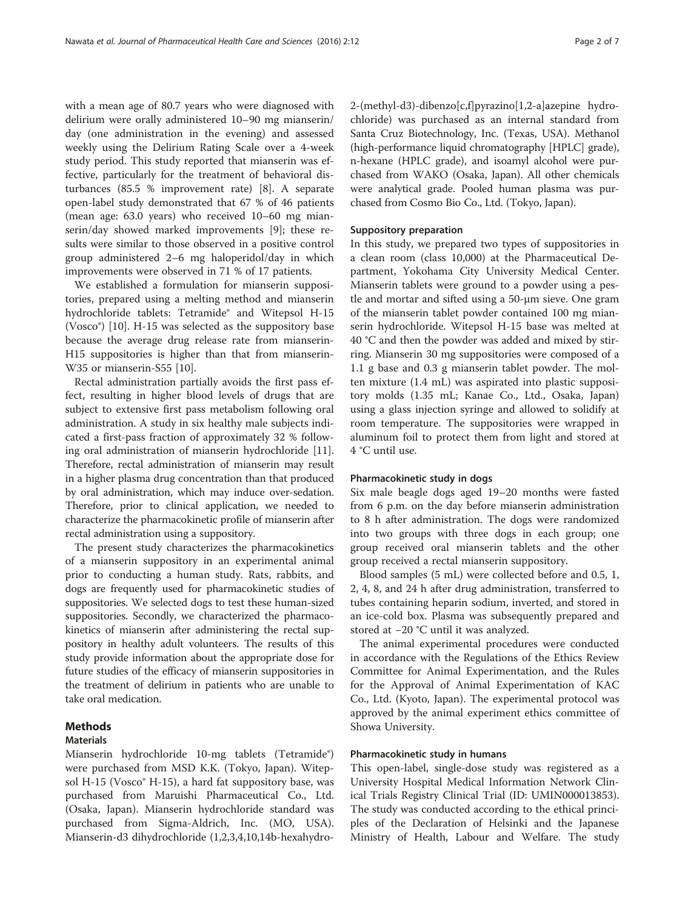with a mean age of 80.7 years who were diagnosed with delirium were orally administered 10–90 mg mianserin/day (one administration in the evening) and assessed weekly using the Delirium Rating Scale over a 4-week study period. This study reported that mianserin was effective, particularly for the treatment of behavioral disturbances (85.5 % improvement rate) [8]. A separate open-label study demonstrated that 67 % of 46 patients (mean age: 63.0 years) who received 10–60 mg mianserin/day showed marked improvements [9]; these results were similar to those observed in a positive control group administered 2–6 mg haloperidol/day in which improvements were observed in 71 % of 17 patients.

We established a formulation for mianserin suppositories, prepared using a melting method and mianserin hydrochloride tablets: Tetramide® and Witepsol H-15 (Vosco®) [10]. H-15 was selected as the suppository base because the average drug release rate from mianserin-H15 suppositories is higher than that from mianserin-W35 or mianserin-S55 [10].

Rectal administration partially avoids the first pass effect, resulting in higher blood levels of drugs that are subject to extensive first pass metabolism following oral administration. A study in six healthy male subjects indicated a first-pass fraction of approximately 32 % following oral administration of mianserin hydrochloride [11]. Therefore, rectal administration of mianserin may result in a higher plasma drug concentration than that produced by oral administration, which may induce over-sedation. Therefore, prior to clinical application, we needed to characterize the pharmacokinetic profile of mianserin after rectal administration using a suppository.

The present study characterizes the pharmacokinetics of a mianserin suppository in an experimental animal prior to conducting a human study. Rats, rabbits, and dogs are frequently used for pharmacokinetic studies of suppositories. We selected dogs to test these human-sized suppositories. Secondly, we characterized the pharmacokinetics of mianserin after administering the rectal suppository in healthy adult volunteers. The results of this study provide information about the appropriate dose for future studies of the efficacy of mianserin suppositories in the treatment of delirium in patients who are unable to take oral medication.

## Methods

### Materials

Mianserin hydrochloride 10-mg tablets (Tetramide®) were purchased from MSD K.K. (Tokyo, Japan). Witepsol H-15 (Vosco® H-15), a hard fat suppository base, was purchased from Maruishi Pharmaceutical Co., Ltd. (Osaka, Japan). Mianserin hydrochloride standard was purchased from Sigma-Aldrich, Inc. (MO, USA). Mianserin-d3 dihydrochloride (1,2,3,4,10,14b-hexahydro-2-(methyl-d3)-dibenzo[c,f]pyrazino[1,2-a]azepine hydrochloride) was purchased as an internal standard from Santa Cruz Biotechnology, Inc. (Texas, USA). Methanol (high-performance liquid chromatography [HPLC] grade), n-hexane (HPLC grade), and isoamyl alcohol were purchased from WAKO (Osaka, Japan). All other chemicals were analytical grade. Pooled human plasma was purchased from Cosmo Bio Co., Ltd. (Tokyo, Japan).

### Suppository preparation

In this study, we prepared two types of suppositories in a clean room (class 10,000) at the Pharmaceutical Department, Yokohama City University Medical Center. Mianserin tablets were ground to a powder using a pestle and mortar and sifted using a 50-μm sieve. One gram of the mianserin tablet powder contained 100 mg mianserin hydrochloride. Witepsol H-15 base was melted at 40 °C and then the powder was added and mixed by stirring. Mianserin 30 mg suppositories were composed of a 1.1 g base and 0.3 g mianserin tablet powder. The molten mixture (1.4 mL) was aspirated into plastic suppository molds (1.35 mL; Kanae Co., Ltd., Osaka, Japan) using a glass injection syringe and allowed to solidify at room temperature. The suppositories were wrapped in aluminum foil to protect them from light and stored at 4 °C until use.

### Pharmacokinetic study in dogs

Six male beagle dogs aged 19–20 months were fasted from 6 p.m. on the day before mianserin administration to 8 h after administration. The dogs were randomized into two groups with three dogs in each group; one group received oral mianserin tablets and the other group received a rectal mianserin suppository.

Blood samples (5 mL) were collected before and 0.5, 1, 2, 4, 8, and 24 h after drug administration, transferred to tubes containing heparin sodium, inverted, and stored in an ice-cold box. Plasma was subsequently prepared and stored at −20 °C until it was analyzed.

The animal experimental procedures were conducted in accordance with the Regulations of the Ethics Review Committee for Animal Experimentation, and the Rules for the Approval of Animal Experimentation of KAC Co., Ltd. (Kyoto, Japan). The experimental protocol was approved by the animal experiment ethics committee of Showa University.

### Pharmacokinetic study in humans

This open-label, single-dose study was registered as a University Hospital Medical Information Network Clinical Trials Registry Clinical Trial (ID: UMIN000013853). The study was conducted according to the ethical principles of the Declaration of Helsinki and the Japanese Ministry of Health, Labour and Welfare. The study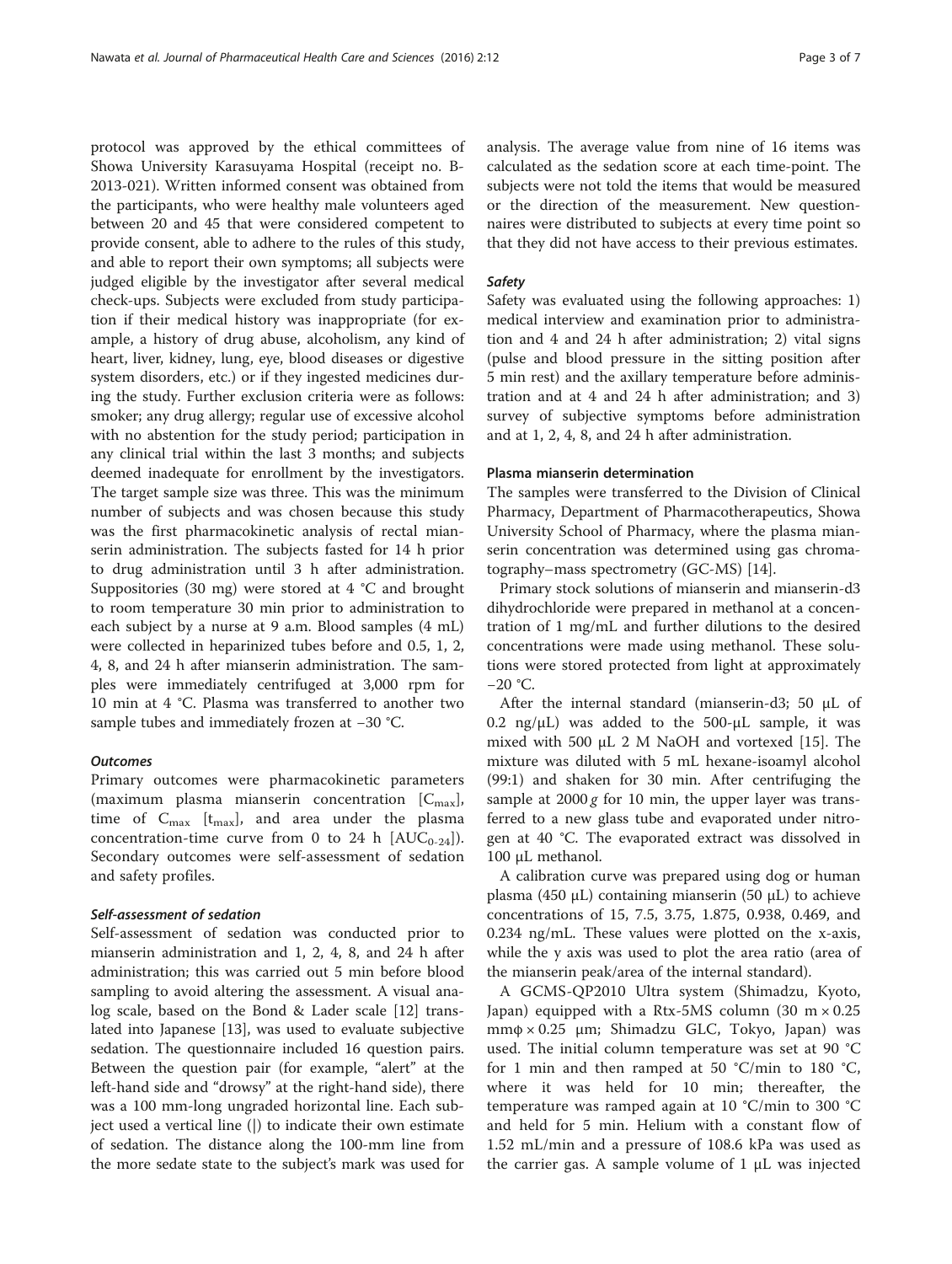protocol was approved by the ethical committees of Showa University Karasuyama Hospital (receipt no. B-2013-021). Written informed consent was obtained from the participants, who were healthy male volunteers aged between 20 and 45 that were considered competent to provide consent, able to adhere to the rules of this study, and able to report their own symptoms; all subjects were judged eligible by the investigator after several medical check-ups. Subjects were excluded from study participation if their medical history was inappropriate (for example, a history of drug abuse, alcoholism, any kind of heart, liver, kidney, lung, eye, blood diseases or digestive system disorders, etc.) or if they ingested medicines during the study. Further exclusion criteria were as follows: smoker; any drug allergy; regular use of excessive alcohol with no abstention for the study period; participation in any clinical trial within the last 3 months; and subjects deemed inadequate for enrollment by the investigators. The target sample size was three. This was the minimum number of subjects and was chosen because this study was the first pharmacokinetic analysis of rectal mianserin administration. The subjects fasted for 14 h prior to drug administration until 3 h after administration. Suppositories (30 mg) were stored at 4 °C and brought to room temperature 30 min prior to administration to each subject by a nurse at 9 a.m. Blood samples (4 mL) were collected in heparinized tubes before and 0.5, 1, 2, 4, 8, and 24 h after mianserin administration. The samples were immediately centrifuged at 3,000 rpm for 10 min at 4 °C. Plasma was transferred to another two sample tubes and immediately frozen at −30 °C.

### *Outcomes*

Primary outcomes were pharmacokinetic parameters (maximum plasma mianserin concentration [$C_{max}$], time of $C_{max}$ [$t_{max}$], and area under the plasma concentration-time curve from 0 to 24 h [$AUC_{0-24}$]). Secondary outcomes were self-assessment of sedation and safety profiles.

### *Self-assessment of sedation*

Self-assessment of sedation was conducted prior to mianserin administration and 1, 2, 4, 8, and 24 h after administration; this was carried out 5 min before blood sampling to avoid altering the assessment. A visual analog scale, based on the Bond & Lader scale [12] translated into Japanese [13], was used to evaluate subjective sedation. The questionnaire included 16 question pairs. Between the question pair (for example, "alert" at the left-hand side and "drowsy" at the right-hand side), there was a 100 mm-long ungraded horizontal line. Each subject used a vertical line (|) to indicate their own estimate of sedation. The distance along the 100-mm line from the more sedate state to the subject's mark was used for analysis. The average value from nine of 16 items was calculated as the sedation score at each time-point. The subjects were not told the items that would be measured or the direction of the measurement. New questionnaires were distributed to subjects at every time point so that they did not have access to their previous estimates.

### *Safety*

Safety was evaluated using the following approaches: 1) medical interview and examination prior to administration and 4 and 24 h after administration; 2) vital signs (pulse and blood pressure in the sitting position after 5 min rest) and the axillary temperature before administration and at 4 and 24 h after administration; and 3) survey of subjective symptoms before administration and at 1, 2, 4, 8, and 24 h after administration.

## Plasma mianserin determination

The samples were transferred to the Division of Clinical Pharmacy, Department of Pharmacotherapeutics, Showa University School of Pharmacy, where the plasma mianserin concentration was determined using gas chromatography–mass spectrometry (GC-MS) [14].

Primary stock solutions of mianserin and mianserin-d3 dihydrochloride were prepared in methanol at a concentration of 1 mg/mL and further dilutions to the desired concentrations were made using methanol. These solutions were stored protected from light at approximately −20 °C.

After the internal standard (mianserin-d3; 50 μL of 0.2 ng/μL) was added to the 500-μL sample, it was mixed with 500 μL 2 M NaOH and vortexed [15]. The mixture was diluted with 5 mL hexane-isoamyl alcohol (99:1) and shaken for 30 min. After centrifuging the sample at 2000 *g* for 10 min, the upper layer was transferred to a new glass tube and evaporated under nitrogen at 40 °C. The evaporated extract was dissolved in 100 μL methanol.

A calibration curve was prepared using dog or human plasma (450 μL) containing mianserin (50 μL) to achieve concentrations of 15, 7.5, 3.75, 1.875, 0.938, 0.469, and 0.234 ng/mL. These values were plotted on the x-axis, while the y axis was used to plot the area ratio (area of the mianserin peak/area of the internal standard).

A GCMS-QP2010 Ultra system (Shimadzu, Kyoto, Japan) equipped with a Rtx-5MS column (30 m × 0.25 mmφ × 0.25 μm; Shimadzu GLC, Tokyo, Japan) was used. The initial column temperature was set at 90 °C for 1 min and then ramped at 50 °C/min to 180 °C, where it was held for 10 min; thereafter, the temperature was ramped again at 10 °C/min to 300 °C and held for 5 min. Helium with a constant flow of 1.52 mL/min and a pressure of 108.6 kPa was used as the carrier gas. A sample volume of 1 μL was injected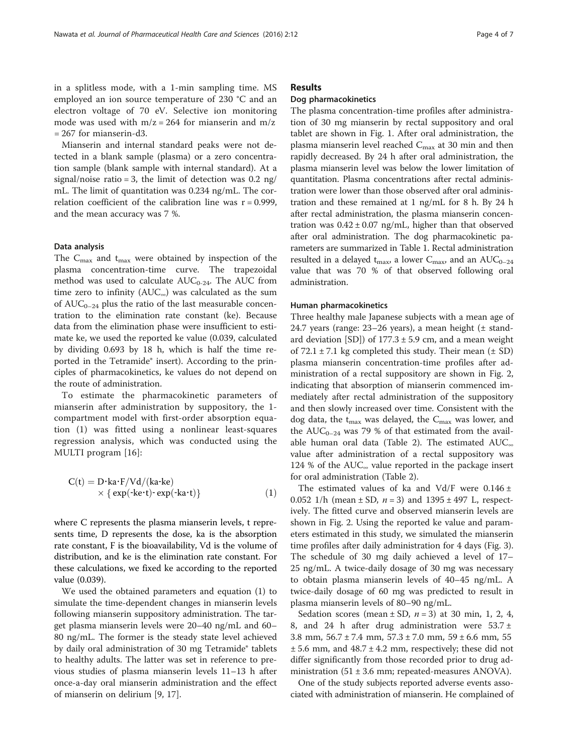in a splitless mode, with a 1-min sampling time. MS employed an ion source temperature of 230 °C and an electron voltage of 70 eV. Selective ion monitoring mode was used with $m/z = 264$ for mianserin and $m/z = 267$ for mianserin-d3.

Mianserin and internal standard peaks were not detected in a blank sample (plasma) or a zero concentration sample (blank sample with internal standard). At a signal/noise ratio = 3, the limit of detection was 0.2 ng/mL. The limit of quantitation was 0.234 ng/mL. The correlation coefficient of the calibration line was $r = 0.999$, and the mean accuracy was 7 %.

#### Data analysis

The $C_{max}$ and $t_{max}$ were obtained by inspection of the plasma concentration-time curve. The trapezoidal method was used to calculate $AUC_{0\text{-}24}$. The AUC from time zero to infinity ($AUC_{\infty}$) was calculated as the sum of $AUC_{0-24}$ plus the ratio of the last measurable concentration to the elimination rate constant (ke). Because data from the elimination phase were insufficient to estimate ke, we used the reported ke value (0.039, calculated by dividing 0.693 by 18 h, which is half the time reported in the Tetramide® insert). According to the principles of pharmacokinetics, ke values do not depend on the route of administration.

To estimate the pharmacokinetic parameters of mianserin after administration by suppository, the 1-compartment model with first-order absorption equation (1) was fitted using a nonlinear least-squares regression analysis, which was conducted using the MULTI program [16]:

$$C(t) = D \cdot ka \cdot F/Vd/(ka\text{-}ke) \times \{\exp(\text{-}ke \cdot t)\text{-}\exp(\text{-}ka \cdot t)\} \quad (1)$$

where C represents the plasma mianserin levels, t represents time, D represents the dose, ka is the absorption rate constant, F is the bioavailability, Vd is the volume of distribution, and ke is the elimination rate constant. For these calculations, we fixed ke according to the reported value (0.039).

We used the obtained parameters and equation (1) to simulate the time-dependent changes in mianserin levels following mianserin suppository administration. The target plasma mianserin levels were 20–40 ng/mL and 60–80 ng/mL. The former is the steady state level achieved by daily oral administration of 30 mg Tetramide® tablets to healthy adults. The latter was set in reference to previous studies of plasma mianserin levels 11–13 h after once-a-day oral mianserin administration and the effect of mianserin on delirium [9, 17].

## Results

### Dog pharmacokinetics

The plasma concentration-time profiles after administration of 30 mg mianserin by rectal suppository and oral tablet are shown in Fig. 1. After oral administration, the plasma mianserin level reached $C_{max}$ at 30 min and then rapidly decreased. By 24 h after oral administration, the plasma mianserin level was below the lower limitation of quantitation. Plasma concentrations after rectal administration were lower than those observed after oral administration and these remained at 1 ng/mL for 8 h. By 24 h after rectal administration, the plasma mianserin concentration was $0.42 \pm 0.07$ ng/mL, higher than that observed after oral administration. The dog pharmacokinetic parameters are summarized in Table 1. Rectal administration resulted in a delayed $t_{max}$, a lower $C_{max}$, and an $AUC_{0-24}$ value that was 70 % of that observed following oral administration.

### Human pharmacokinetics

Three healthy male Japanese subjects with a mean age of 24.7 years (range: 23–26 years), a mean height (± standard deviation [SD]) of $177.3 \pm 5.9$ cm, and a mean weight of $72.1 \pm 7.1$ kg completed this study. Their mean (± SD) plasma mianserin concentration-time profiles after administration of a rectal suppository are shown in Fig. 2, indicating that absorption of mianserin commenced immediately after rectal administration of the suppository and then slowly increased over time. Consistent with the dog data, the $t_{max}$ was delayed, the $C_{max}$ was lower, and the $AUC_{0-24}$ was 79 % of that estimated from the available human oral data (Table 2). The estimated $AUC_{\infty}$ value after administration of a rectal suppository was 124 % of the $AUC_{\infty}$ value reported in the package insert for oral administration (Table 2).

The estimated values of ka and Vd/F were $0.146 \pm 0.052$ 1/h (mean ± SD, $n = 3$) and $1395 \pm 497$ L, respectively. The fitted curve and observed mianserin levels are shown in Fig. 2. Using the reported ke value and parameters estimated in this study, we simulated the mianserin time profiles after daily administration for 4 days (Fig. 3). The schedule of 30 mg daily achieved a level of 17–25 ng/mL. A twice-daily dosage of 30 mg was necessary to obtain plasma mianserin levels of 40–45 ng/mL. A twice-daily dosage of 60 mg was predicted to result in plasma mianserin levels of 80–90 ng/mL.

Sedation scores (mean ± SD, $n = 3$) at 30 min, 1, 2, 4, 8, and 24 h after drug administration were $53.7 \pm 3.8$ mm, $56.7 \pm 7.4$ mm, $57.3 \pm 7.0$ mm, $59 \pm 6.6$ mm, $55 \pm 5.6$ mm, and $48.7 \pm 4.2$ mm, respectively; these did not differ significantly from those recorded prior to drug administration ($51 \pm 3.6$ mm; repeated-measures ANOVA).

One of the study subjects reported adverse events associated with administration of mianserin. He complained of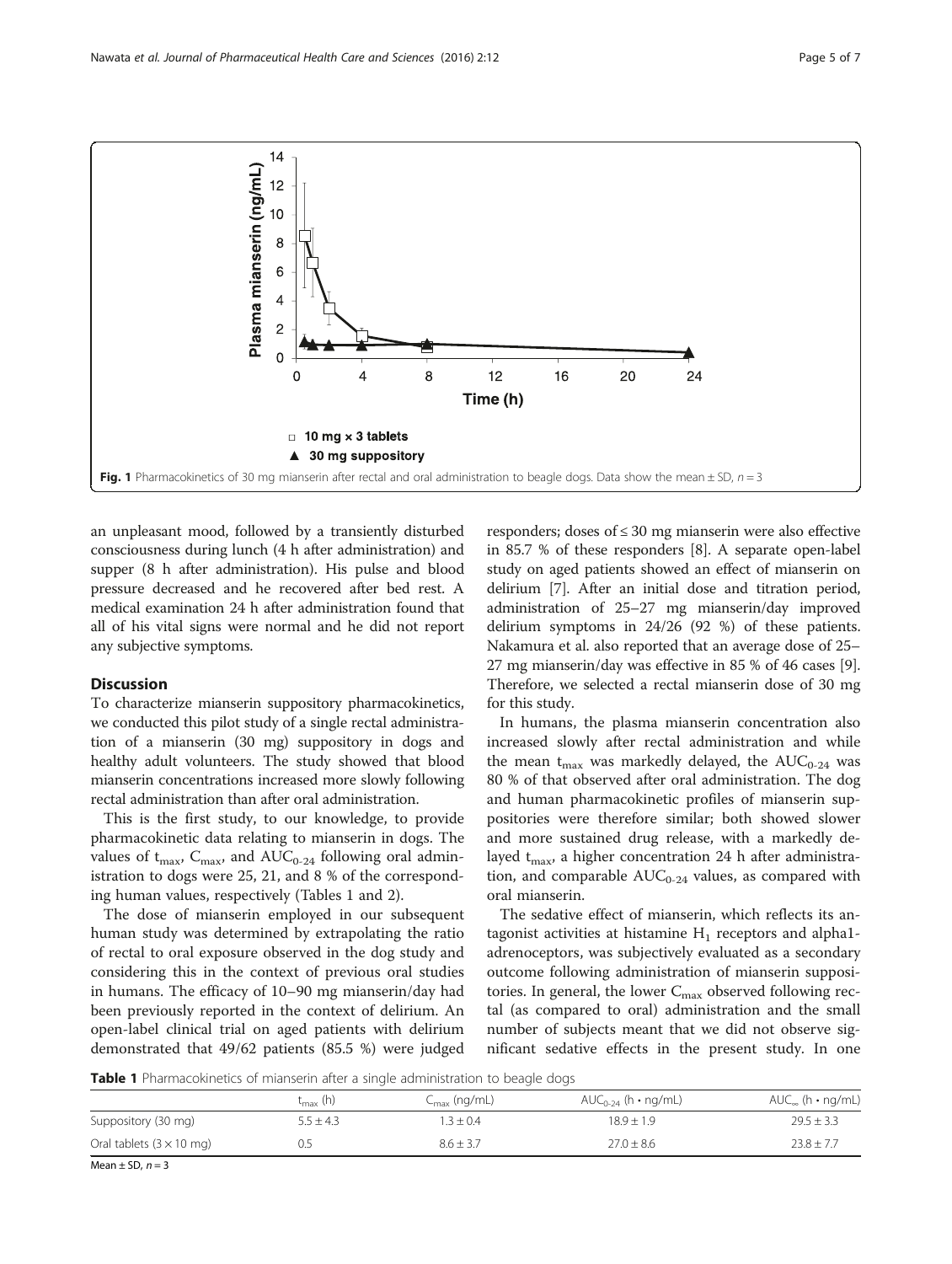Fig. 1 Pharmacokinetics of 30 mg mianserin after rectal and oral administration to beagle dogs. Data show the mean ± SD, $n = 3$

an unpleasant mood, followed by a transiently disturbed consciousness during lunch (4 h after administration) and supper (8 h after administration). His pulse and blood pressure decreased and he recovered after bed rest. A medical examination 24 h after administration found that all of his vital signs were normal and he did not report any subjective symptoms.

## Discussion

To characterize mianserin suppository pharmacokinetics, we conducted this pilot study of a single rectal administration of a mianserin (30 mg) suppository in dogs and healthy adult volunteers. The study showed that blood mianserin concentrations increased more slowly following rectal administration than after oral administration.

This is the first study, to our knowledge, to provide pharmacokinetic data relating to mianserin in dogs. The values of $t_{max}$, $C_{max}$, and $AUC_{0\text{-}24}$ following oral administration to dogs were 25, 21, and 8 % of the corresponding human values, respectively (Tables 1 and 2).

The dose of mianserin employed in our subsequent human study was determined by extrapolating the ratio of rectal to oral exposure observed in the dog study and considering this in the context of previous oral studies in humans. The efficacy of 10–90 mg mianserin/day had been previously reported in the context of delirium. An open-label clinical trial on aged patients with delirium demonstrated that 49/62 patients (85.5 %) were judged responders; doses of ≤ 30 mg mianserin were also effective in 85.7 % of these responders [8]. A separate open-label study on aged patients showed an effect of mianserin on delirium [7]. After an initial dose and titration period, administration of 25–27 mg mianserin/day improved delirium symptoms in 24/26 (92 %) of these patients. Nakamura et al. also reported that an average dose of 25–27 mg mianserin/day was effective in 85 % of 46 cases [9]. Therefore, we selected a rectal mianserin dose of 30 mg for this study.

In humans, the plasma mianserin concentration also increased slowly after rectal administration and while the mean $t_{max}$ was markedly delayed, the $AUC_{0\text{-}24}$ was 80 % of that observed after oral administration. The dog and human pharmacokinetic profiles of mianserin suppositories were therefore similar; both showed slower and more sustained drug release, with a markedly delayed $t_{max}$, a higher concentration 24 h after administration, and comparable $AUC_{0\text{-}24}$ values, as compared with oral mianserin.

The sedative effect of mianserin, which reflects its antagonist activities at histamine $H_1$ receptors and alpha1-adrenoceptors, was subjectively evaluated as a secondary outcome following administration of mianserin suppositories. In general, the lower $C_{max}$ observed following rectal (as compared to oral) administration and the small number of subjects meant that we did not observe significant sedative effects in the present study. In one

**Table 1** Pharmacokinetics of mianserin after a single administration to beagle dogs

| | $t_{max}$ (h) | $C_{max}$ (ng/mL) | $AUC_{0\text{-}24}$ (h • ng/mL) | $AUC_{\infty}$ (h • ng/mL) |
|---|---|---|---|---|
| Suppository (30 mg) | 5.5 ± 4.3 | 1.3 ± 0.4 | 18.9 ± 1.9 | 29.5 ± 3.3 |
| Oral tablets (3 × 10 mg) | 0.5 | 8.6 ± 3.7 | 27.0 ± 8.6 | 23.8 ± 7.7 |

Mean ± SD, $n = 3$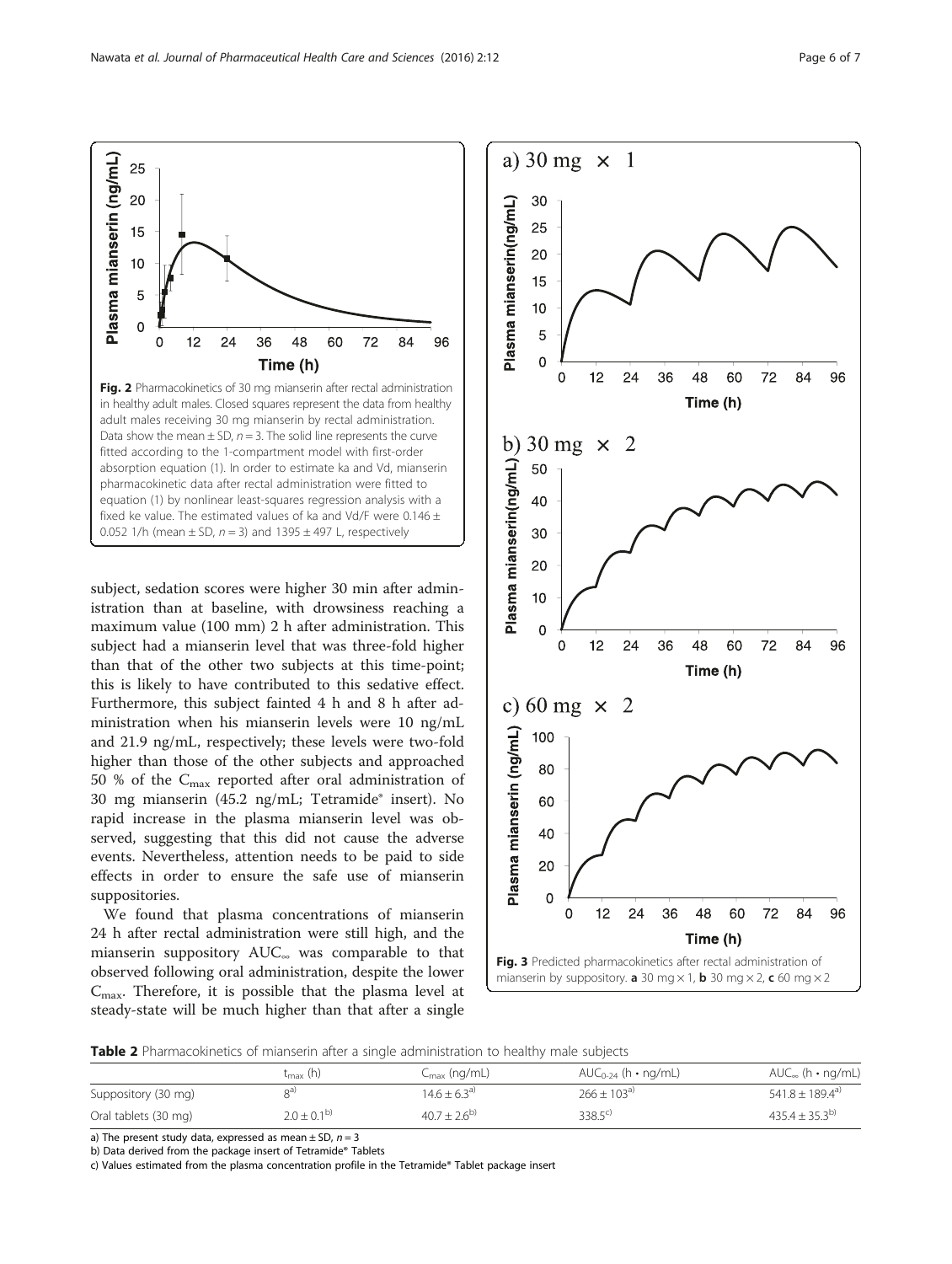**Fig. 2** Pharmacokinetics of 30 mg mianserin after rectal administration in healthy adult males. Closed squares represent the data from healthy adult males receiving 30 mg mianserin by rectal administration. Data show the mean ± SD, $n = 3$. The solid line represents the curve fitted according to the 1-compartment model with first-order absorption equation (1). In order to estimate ka and Vd, mianserin pharmacokinetic data after rectal administration were fitted to equation (1) by nonlinear least-squares regression analysis with a fixed ke value. The estimated values of ka and Vd/F were 0.146 ± 0.052 1/h (mean ± SD, $n = 3$) and 1395 ± 497 L, respectively

subject, sedation scores were higher 30 min after administration than at baseline, with drowsiness reaching a maximum value (100 mm) 2 h after administration. This subject had a mianserin level that was three-fold higher than that of the other two subjects at this time-point; this is likely to have contributed to this sedative effect. Furthermore, this subject fainted 4 h and 8 h after administration when his mianserin levels were 10 ng/mL and 21.9 ng/mL, respectively; these levels were two-fold higher than those of the other subjects and approached 50 % of the $C_{max}$ reported after oral administration of 30 mg mianserin (45.2 ng/mL; Tetramide® insert). No rapid increase in the plasma mianserin level was observed, suggesting that this did not cause the adverse events. Nevertheless, attention needs to be paid to side effects in order to ensure the safe use of mianserin suppositories.

We found that plasma concentrations of mianserin 24 h after rectal administration were still high, and the mianserin suppository $AUC_{\infty}$ was comparable to that observed following oral administration, despite the lower $C_{max}$. Therefore, it is possible that the plasma level at steady-state will be much higher than that after a single

**Fig. 3** Predicted pharmacokinetics after rectal administration of mianserin by suppository. **a** 30 mg × 1, **b** 30 mg × 2, **c** 60 mg × 2

**Table 2** Pharmacokinetics of mianserin after a single administration to healthy male subjects

| | $t_{max}$ (h) | $C_{max}$ (ng/mL) | $AUC_{0\text{-}24}$ (h • ng/mL) | $AUC_{\infty}$ (h • ng/mL) |
|---|---|---|---|---|
| Suppository (30 mg) | 8[a)] | 14.6 ± 6.3[a)] | 266 ± 103[a)] | 541.8 ± 189.4[a)] |
| Oral tablets (30 mg) | 2.0 ± 0.1[b)] | 40.7 ± 2.6[b)] | 338.5[c)] | 435.4 ± 35.3[b)] |

a) The present study data, expressed as mean ± SD, $n = 3$
b) Data derived from the package insert of Tetramide® Tablets
c) Values estimated from the plasma concentration profile in the Tetramide® Tablet package insert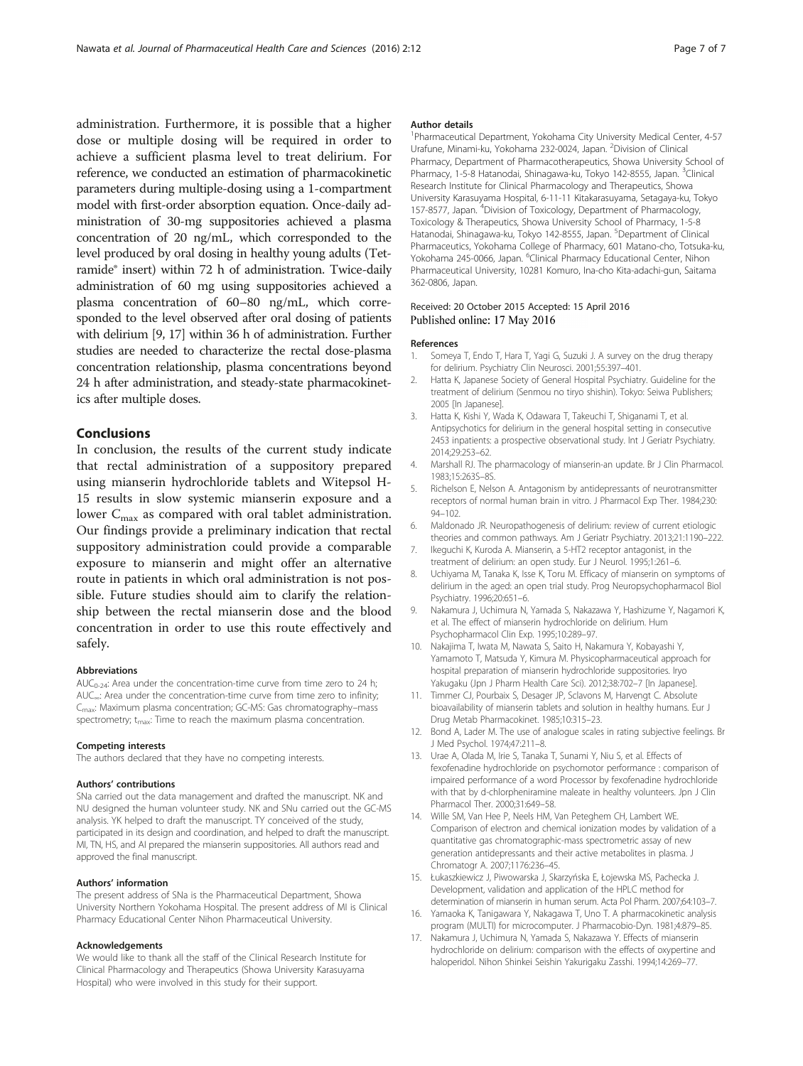administration. Furthermore, it is possible that a higher dose or multiple dosing will be required in order to achieve a sufficient plasma level to treat delirium. For reference, we conducted an estimation of pharmacokinetic parameters during multiple-dosing using a 1-compartment model with first-order absorption equation. Once-daily administration of 30-mg suppositories achieved a plasma concentration of 20 ng/mL, which corresponded to the level produced by oral dosing in healthy young adults (Tetramide® insert) within 72 h of administration. Twice-daily administration of 60 mg using suppositories achieved a plasma concentration of 60–80 ng/mL, which corresponded to the level observed after oral dosing of patients with delirium [9, 17] within 36 h of administration. Further studies are needed to characterize the rectal dose-plasma concentration relationship, plasma concentrations beyond 24 h after administration, and steady-state pharmacokinetics after multiple doses.

## Conclusions

In conclusion, the results of the current study indicate that rectal administration of a suppository prepared using mianserin hydrochloride tablets and Witepsol H-15 results in slow systemic mianserin exposure and a lower $C_{max}$ as compared with oral tablet administration. Our findings provide a preliminary indication that rectal suppository administration could provide a comparable exposure to mianserin and might offer an alternative route in patients in which oral administration is not possible. Future studies should aim to clarify the relationship between the rectal mianserin dose and the blood concentration in order to use this route effectively and safely.

#### Abbreviations

$AUC_{0-24}$: Area under the concentration-time curve from time zero to 24 h; $AUC_{\infty}$: Area under the concentration-time curve from time zero to infinity; $C_{max}$: Maximum plasma concentration; GC-MS: Gas chromatography–mass spectrometry; $t_{max}$: Time to reach the maximum plasma concentration.

#### Competing interests

The authors declared that they have no competing interests.

#### Authors' contributions

SNa carried out the data management and drafted the manuscript. NK and NU designed the human volunteer study. NK and SNu carried out the GC-MS analysis. YK helped to draft the manuscript. TY conceived of the study, participated in its design and coordination, and helped to draft the manuscript. MI, TN, HS, and AI prepared the mianserin suppositories. All authors read and approved the final manuscript.

#### Authors' information

The present address of SNa is the Pharmaceutical Department, Showa University Northern Yokohama Hospital. The present address of MI is Clinical Pharmacy Educational Center Nihon Pharmaceutical University.

#### Acknowledgements

We would like to thank all the staff of the Clinical Research Institute for Clinical Pharmacology and Therapeutics (Showa University Karasuyama Hospital) who were involved in this study for their support.

#### Author details

[1]Pharmaceutical Department, Yokohama City University Medical Center, 4-57 Urafune, Minami-ku, Yokohama 232-0024, Japan. [2]Division of Clinical Pharmacy, Department of Pharmacotherapeutics, Showa University School of Pharmacy, 1-5-8 Hatanodai, Shinagawa-ku, Tokyo 142-8555, Japan. [3]Clinical Research Institute for Clinical Pharmacology and Therapeutics, Showa University Karasuyama Hospital, 6-11-11 Kitakarasuyama, Setagaya-ku, Tokyo 157-8577, Japan. [4]Division of Toxicology, Department of Pharmacology, Toxicology & Therapeutics, Showa University School of Pharmacy, 1-5-8 Hatanodai, Shinagawa-ku, Tokyo 142-8555, Japan. [5]Department of Clinical Pharmaceutics, Yokohama College of Pharmacy, 601 Matano-cho, Totsuka-ku, Yokohama 245-0066, Japan. [6]Clinical Pharmacy Educational Center, Nihon Pharmaceutical University, 10281 Komuro, Ina-cho Kita-adachi-gun, Saitama 362-0806, Japan.

Received: 20 October 2015 Accepted: 15 April 2016
Published online: 17 May 2016

#### References

1. Someya T, Endo T, Hara T, Yagi G, Suzuki J. A survey on the drug therapy for delirium. Psychiatry Clin Neurosci. 2001;55:397–401.
2. Hatta K, Japanese Society of General Hospital Psychiatry. Guideline for the treatment of delirium (Senmou no tiryo shishin). Tokyo: Seiwa Publishers; 2005 [In Japanese].
3. Hatta K, Kishi Y, Wada K, Odawara T, Takeuchi T, Shiganami T, et al. Antipsychotics for delirium in the general hospital setting in consecutive 2453 inpatients: a prospective observational study. Int J Geriatr Psychiatry. 2014;29:253–62.
4. Marshall RJ. The pharmacology of mianserin-an update. Br J Clin Pharmacol. 1983;15:263S–8S.
5. Richelson E, Nelson A. Antagonism by antidepressants of neurotransmitter receptors of normal human brain in vitro. J Pharmacol Exp Ther. 1984;230: 94–102.
6. Maldonado JR. Neuropathogenesis of delirium: review of current etiologic theories and common pathways. Am J Geriatr Psychiatry. 2013;21:1190–222.
7. Ikeguchi K, Kuroda A. Mianserin, a 5-HT2 receptor antagonist, in the treatment of delirium: an open study. Eur J Neurol. 1995;1:261–6.
8. Uchiyama M, Tanaka K, Isse K, Toru M. Efficacy of mianserin on symptoms of delirium in the aged: an open trial study. Prog Neuropsychopharmacol Biol Psychiatry. 1996;20:651–6.
9. Nakamura J, Uchimura N, Yamada S, Nakazawa Y, Hashizume Y, Nagamori K, et al. The effect of mianserin hydrochloride on delirium. Hum Psychopharmacol Clin Exp. 1995;10:289–97.
10. Nakajima T, Iwata M, Nawata S, Saito H, Nakamura Y, Kobayashi Y, Yamamoto T, Matsuda Y, Kimura M. Physicopharmaceutical approach for hospital preparation of mianserin hydrochloride suppositories. Iryo Yakugaku (Jpn J Pharm Health Care Sci). 2012;38:702–7 [In Japanese].
11. Timmer CJ, Pourbaix S, Desager JP, Sclavons M, Harvengt C. Absolute bioavailability of mianserin tablets and solution in healthy humans. Eur J Drug Metab Pharmacokinet. 1985;10:315–23.
12. Bond A, Lader M. The use of analogue scales in rating subjective feelings. Br J Med Psychol. 1974;47:211–8.
13. Urae A, Olada M, Irie S, Tanaka T, Sunami Y, Niu S, et al. Effects of fexofenadine hydrochloride on psychomotor performance : comparison of impaired performance of a word Processor by fexofenadine hydrochloride with that by d-chlorpheniramine maleate in healthy volunteers. Jpn J Clin Pharmacol Ther. 2000;31:649–58.
14. Wille SM, Van Hee P, Neels HM, Van Peteghem CH, Lambert WE. Comparison of electron and chemical ionization modes by validation of a quantitative gas chromatographic-mass spectrometric assay of new generation antidepressants and their active metabolites in plasma. J Chromatogr A. 2007;1176:236–45.
15. Łukaszkiewicz J, Piwowarska J, Skarzyńska E, Łojewska MS, Pachecka J. Development, validation and application of the HPLC method for determination of mianserin in human serum. Acta Pol Pharm. 2007;64:103–7.
16. Yamaoka K, Tanigawara Y, Nakagawa T, Uno T. A pharmacokinetic analysis program (MULTI) for microcomputer. J Pharmacobio-Dyn. 1981;4:879–85.
17. Nakamura J, Uchimura N, Yamada S, Nakazawa Y. Effects of mianserin hydrochloride on delirium: comparison with the effects of oxypertine and haloperidol. Nihon Shinkei Seishin Yakurigaku Zasshi. 1994;14:269–77.